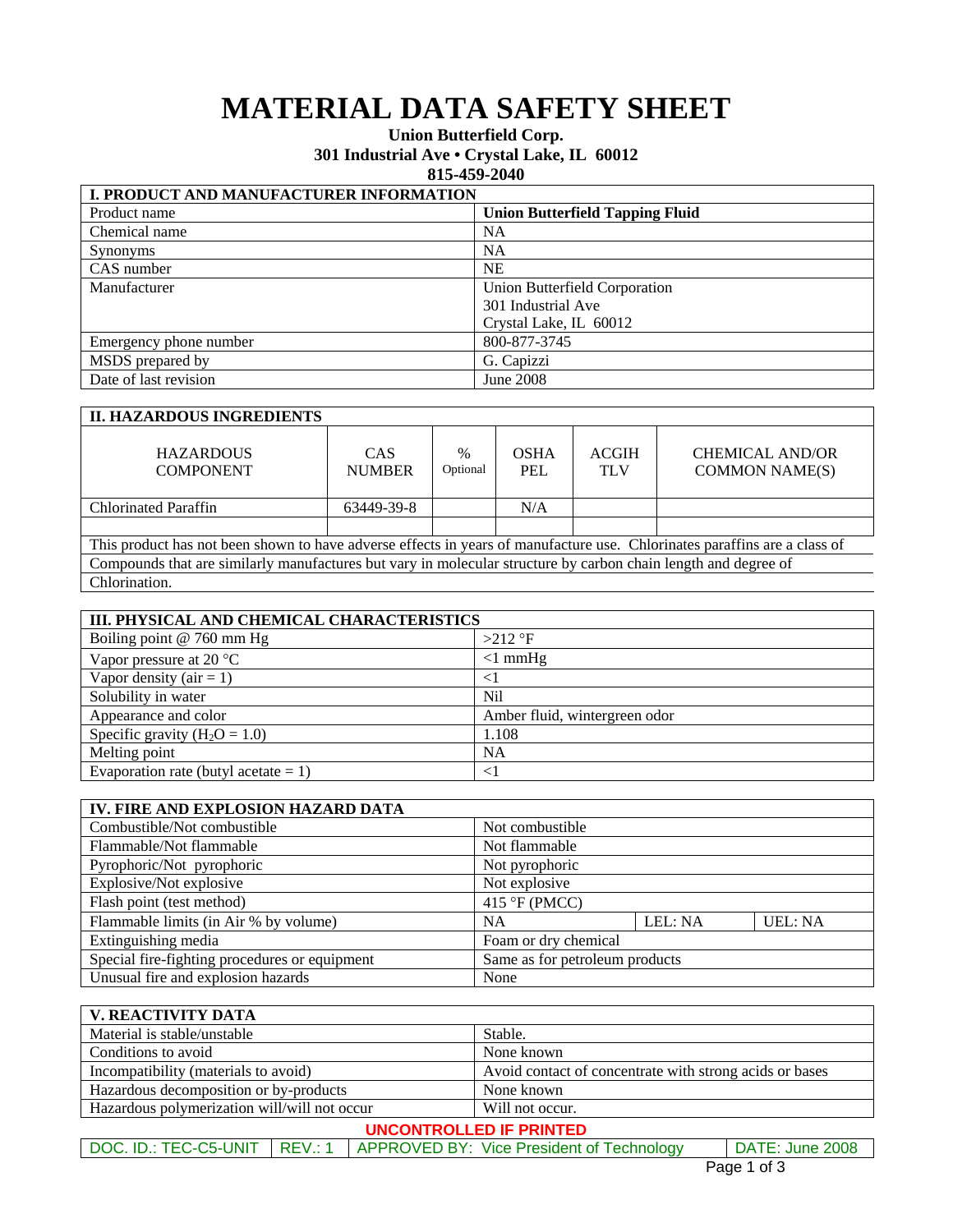# MATERIAL DATA SAFETY SHEET

**Union Butterfield Corp.**
**301 Industrial Ave • Crystal Lake, IL 60012**
**815-459-2040**

| **I. PRODUCT AND MANUFACTURER INFORMATION** | |
|---|---|
| Product name | **Union Butterfield Tapping Fluid** |
| Chemical name | NA |
| Synonyms | NA |
| CAS number | NE |
| Manufacturer | Union Butterfield Corporation<br>301 Industrial Ave<br>Crystal Lake, IL 60012 |
| Emergency phone number | 800-877-3745 |
| MSDS prepared by | G. Capizzi |
| Date of last revision | June 2008 |

**II. HAZARDOUS INGREDIENTS**

| HAZARDOUS COMPONENT | CAS NUMBER | % Optional | OSHA PEL | ACGIH TLV | CHEMICAL AND/OR COMMON NAME(S) |
|---|---|---|---|---|---|
| Chlorinated Paraffin | 63449-39-8 | | N/A | | |
| | | | | | |

This product has not been shown to have adverse effects in years of manufacture use. Chlorinates paraffins are a class of Compounds that are similarly manufactures but vary in molecular structure by carbon chain length and degree of Chlorination.

| **III. PHYSICAL AND CHEMICAL CHARACTERISTICS** | |
|---|---|
| Boiling point @ 760 mm Hg | >212 °F |
| Vapor pressure at 20 °C | <1 mmHg |
| Vapor density (air = 1) | <1 |
| Solubility in water | Nil |
| Appearance and color | Amber fluid, wintergreen odor |
| Specific gravity ($H_2O$ = 1.0) | 1.108 |
| Melting point | NA |
| Evaporation rate (butyl acetate = 1) | <1 |

| **IV. FIRE AND EXPLOSION HAZARD DATA** | | | |
|---|---|---|---|
| Combustible/Not combustible | Not combustible | | |
| Flammable/Not flammable | Not flammable | | |
| Pyrophoric/Not pyrophoric | Not pyrophoric | | |
| Explosive/Not explosive | Not explosive | | |
| Flash point (test method) | 415 °F (PMCC) | | |
| Flammable limits (in Air % by volume) | NA | LEL: NA | UEL: NA |
| Extinguishing media | Foam or dry chemical | | |
| Special fire-fighting procedures or equipment | Same as for petroleum products | | |
| Unusual fire and explosion hazards | None | | |

| **V. REACTIVITY DATA** | |
|---|---|
| Material is stable/unstable | Stable. |
| Conditions to avoid | None known |
| Incompatibility (materials to avoid) | Avoid contact of concentrate with strong acids or bases |
| Hazardous decomposition or by-products | None known |
| Hazardous polymerization will/will not occur | Will not occur. |

UNCONTROLLED IF PRINTED

| DOC. ID.: TEC-C5-UNIT | REV.: 1 | APPROVED BY: Vice President of Technology | DATE: June 2008 |
|---|---|---|---|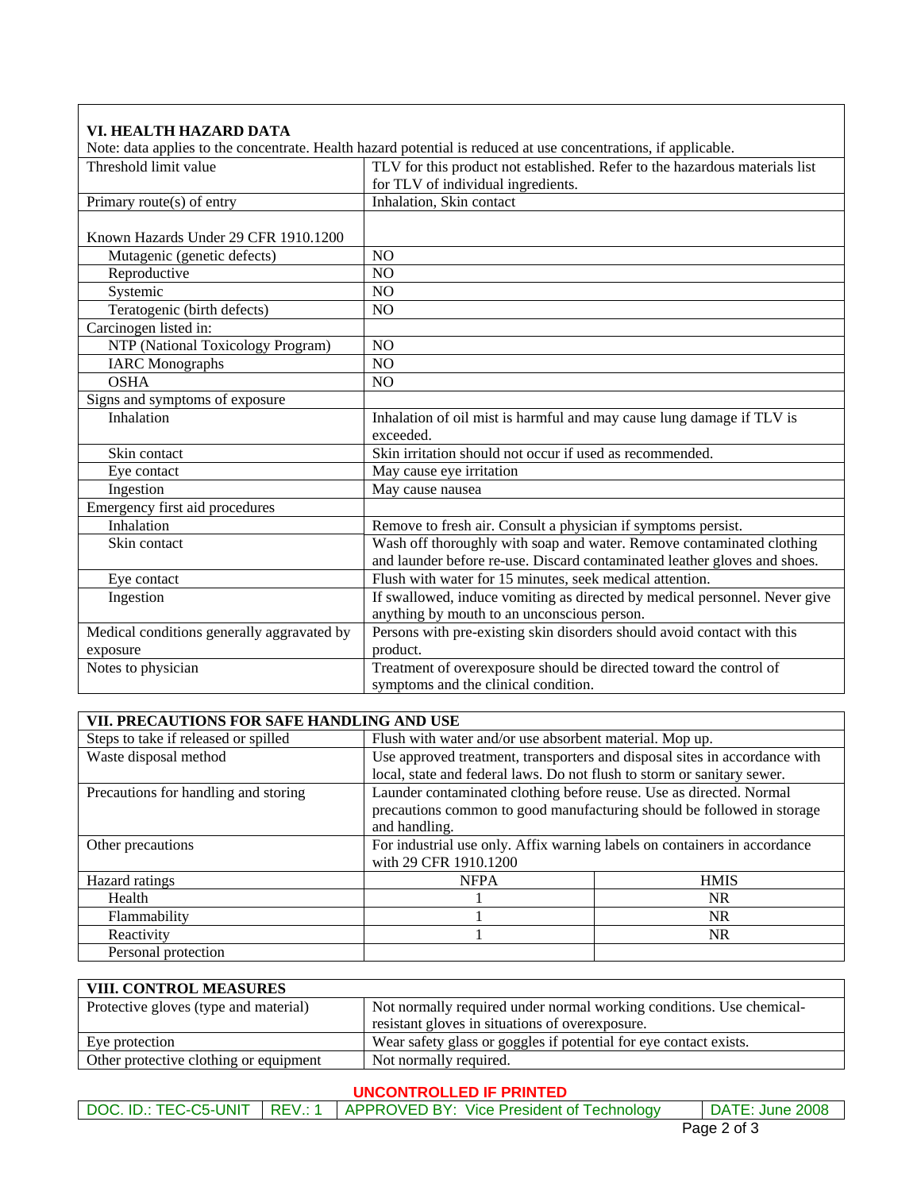## VI. HEALTH HAZARD DATA

Note: data applies to the concentrate. Health hazard potential is reduced at use concentrations, if applicable.

| | |
|---|---|
| Threshold limit value | TLV for this product not established. Refer to the hazardous materials list for TLV of individual ingredients. |
| Primary route(s) of entry | Inhalation, Skin contact |
| Known Hazards Under 29 CFR 1910.1200 | |
| Mutagenic (genetic defects) | NO |
| Reproductive | NO |
| Systemic | NO |
| Teratogenic (birth defects) | NO |
| Carcinogen listed in: | |
| NTP (National Toxicology Program) | NO |
| IARC Monographs | NO |
| OSHA | NO |
| Signs and symptoms of exposure | |
| Inhalation | Inhalation of oil mist is harmful and may cause lung damage if TLV is exceeded. |
| Skin contact | Skin irritation should not occur if used as recommended. |
| Eye contact | May cause eye irritation |
| Ingestion | May cause nausea |
| Emergency first aid procedures | |
| Inhalation | Remove to fresh air. Consult a physician if symptoms persist. |
| Skin contact | Wash off thoroughly with soap and water. Remove contaminated clothing and launder before re-use. Discard contaminated leather gloves and shoes. |
| Eye contact | Flush with water for 15 minutes, seek medical attention. |
| Ingestion | If swallowed, induce vomiting as directed by medical personnel. Never give anything by mouth to an unconscious person. |
| Medical conditions generally aggravated by exposure | Persons with pre-existing skin disorders should avoid contact with this product. |
| Notes to physician | Treatment of overexposure should be directed toward the control of symptoms and the clinical condition. |

## VII. PRECAUTIONS FOR SAFE HANDLING AND USE

| | | |
|---|---|---|
| Steps to take if released or spilled | Flush with water and/or use absorbent material. Mop up. | |
| Waste disposal method | Use approved treatment, transporters and disposal sites in accordance with local, state and federal laws. Do not flush to storm or sanitary sewer. | |
| Precautions for handling and storing | Launder contaminated clothing before reuse. Use as directed. Normal precautions common to good manufacturing should be followed in storage and handling. | |
| Other precautions | For industrial use only. Affix warning labels on containers in accordance with 29 CFR 1910.1200 | |
| Hazard ratings | NFPA | HMIS |
| Health | 1 | NR |
| Flammability | 1 | NR |
| Reactivity | 1 | NR |
| Personal protection | | |

## VIII. CONTROL MEASURES

| | |
|---|---|
| Protective gloves (type and material) | Not normally required under normal working conditions. Use chemical-resistant gloves in situations of overexposure. |
| Eye protection | Wear safety glass or goggles if potential for eye contact exists. |
| Other protective clothing or equipment | Not normally required. |

**UNCONTROLLED IF PRINTED**

| DOC. ID.: TEC-C5-UNIT | REV.: 1 | APPROVED BY: Vice President of Technology | DATE: June 2008 |
|---|---|---|---|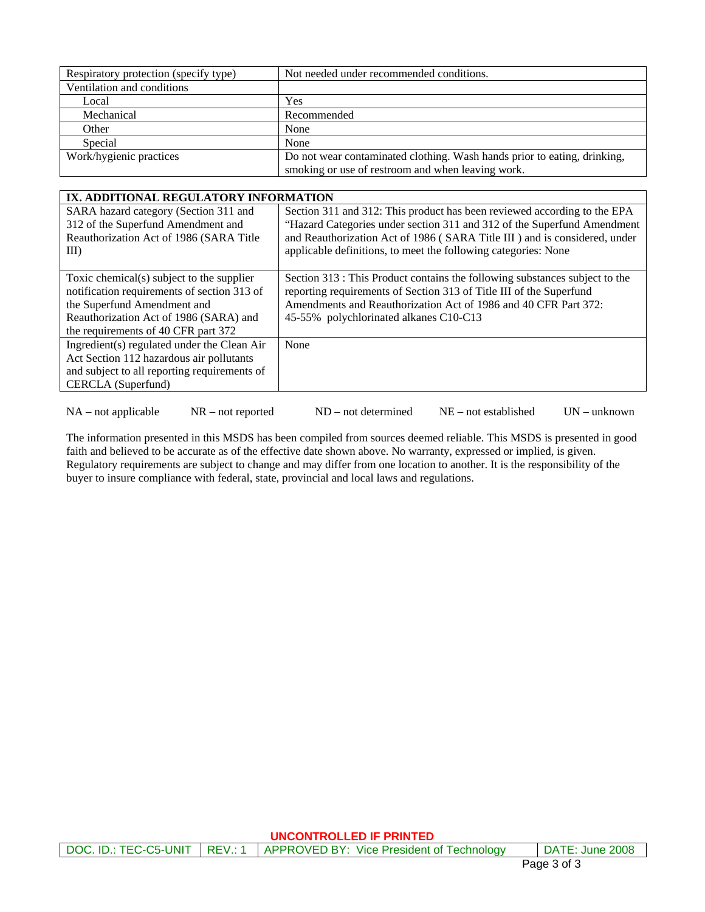| | |
|---|---|
| Respiratory protection (specify type) | Not needed under recommended conditions. |
| Ventilation and conditions | |
| Local | Yes |
| Mechanical | Recommended |
| Other | None |
| Special | None |
| Work/hygienic practices | Do not wear contaminated clothing. Wash hands prior to eating, drinking, smoking or use of restroom and when leaving work. |

| IX. ADDITIONAL REGULATORY INFORMATION | |
|---|---|
| SARA hazard category (Section 311 and 312 of the Superfund Amendment and Reauthorization Act of 1986 (SARA Title III) | Section 311 and 312: This product has been reviewed according to the EPA "Hazard Categories under section 311 and 312 of the Superfund Amendment and Reauthorization Act of 1986 ( SARA Title III ) and is considered, under applicable definitions, to meet the following categories: None |
| Toxic chemical(s) subject to the supplier notification requirements of section 313 of the Superfund Amendment and Reauthorization Act of 1986 (SARA) and the requirements of 40 CFR part 372 | Section 313 : This Product contains the following substances subject to the reporting requirements of Section 313 of Title III of the Superfund Amendments and Reauthorization Act of 1986 and 40 CFR Part 372: 45-55% polychlorinated alkanes C10-C13 |
| Ingredient(s) regulated under the Clean Air Act Section 112 hazardous air pollutants and subject to all reporting requirements of CERCLA (Superfund) | None |

NA – not applicable    NR – not reported    ND – not determined    NE – not established    UN – unknown

The information presented in this MSDS has been compiled from sources deemed reliable. This MSDS is presented in good faith and believed to be accurate as of the effective date shown above. No warranty, expressed or implied, is given. Regulatory requirements are subject to change and may differ from one location to another. It is the responsibility of the buyer to insure compliance with federal, state, provincial and local laws and regulations.

**UNCONTROLLED IF PRINTED**

| DOC. ID.: TEC-C5-UNIT | REV.: 1 | APPROVED BY: Vice President of Technology | DATE: June 2008 |
|---|---|---|---|